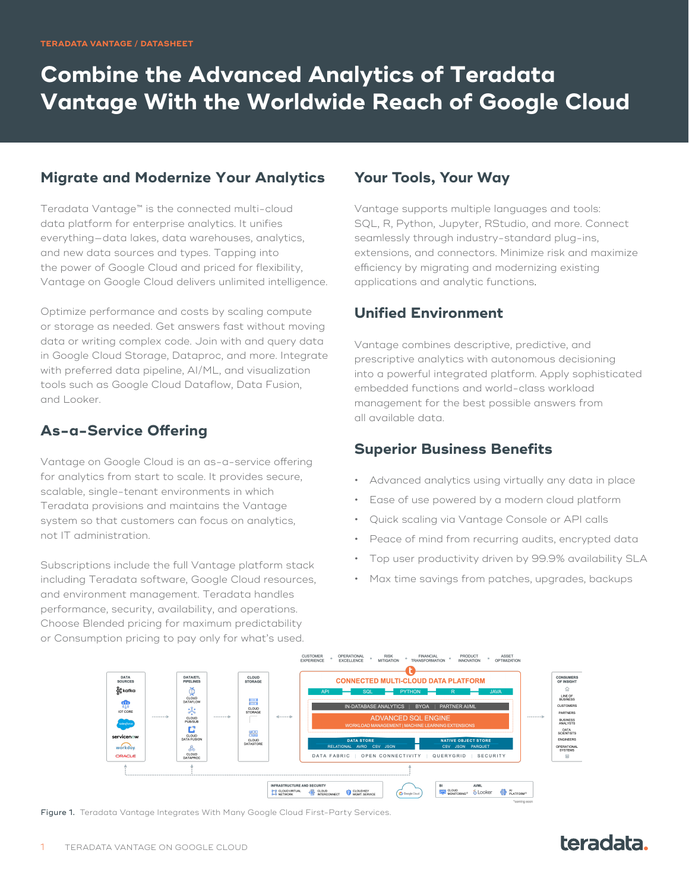TERADATA VANTAGE / DATASHEET

# Combine the Advanced Analytics of Teradata Vantage With the Worldwide Reach of Google Cloud

## Migrate and Modernize Your Analytics

Teradata Vantage™ is the connected multi-cloud data platform for enterprise analytics. It unifies everything—data lakes, data warehouses, analytics, and new data sources and types. Tapping into the power of Google Cloud and priced for flexibility, Vantage on Google Cloud delivers unlimited intelligence.

Optimize performance and costs by scaling compute or storage as needed. Get answers fast without moving data or writing complex code. Join with and query data in Google Cloud Storage, Dataproc, and more. Integrate with preferred data pipeline, AI/ML, and visualization tools such as Google Cloud Dataflow, Data Fusion, and Looker.

## As-a-Service Offering

Vantage on Google Cloud is an as-a-service offering for analytics from start to scale. It provides secure, scalable, single-tenant environments in which Teradata provisions and maintains the Vantage system so that customers can focus on analytics, not IT administration.

Subscriptions include the full Vantage platform stack including Teradata software, Google Cloud resources, and environment management. Teradata handles performance, security, availability, and operations. Choose Blended pricing for maximum predictability or Consumption pricing to pay only for what's used.

## Your Tools, Your Way

Vantage supports multiple languages and tools: SQL, R, Python, Jupyter, RStudio, and more. Connect seamlessly through industry-standard plug-ins, extensions, and connectors. Minimize risk and maximize efficiency by migrating and modernizing existing applications and analytic functions.

## Unified Environment

Vantage combines descriptive, predictive, and prescriptive analytics with autonomous decisioning into a powerful integrated platform. Apply sophisticated embedded functions and world-class workload management for the best possible answers from all available data.

## Superior Business Benefits

- Advanced analytics using virtually any data in place
- Ease of use powered by a modern cloud platform
- Quick scaling via Vantage Console or API calls
- Peace of mind from recurring audits, encrypted data
- Top user productivity driven by 99.9% availability SLA
- Max time savings from patches, upgrades, backups

Figure 1. Teradata Vantage Integrates With Many Google Cloud First-Party Services.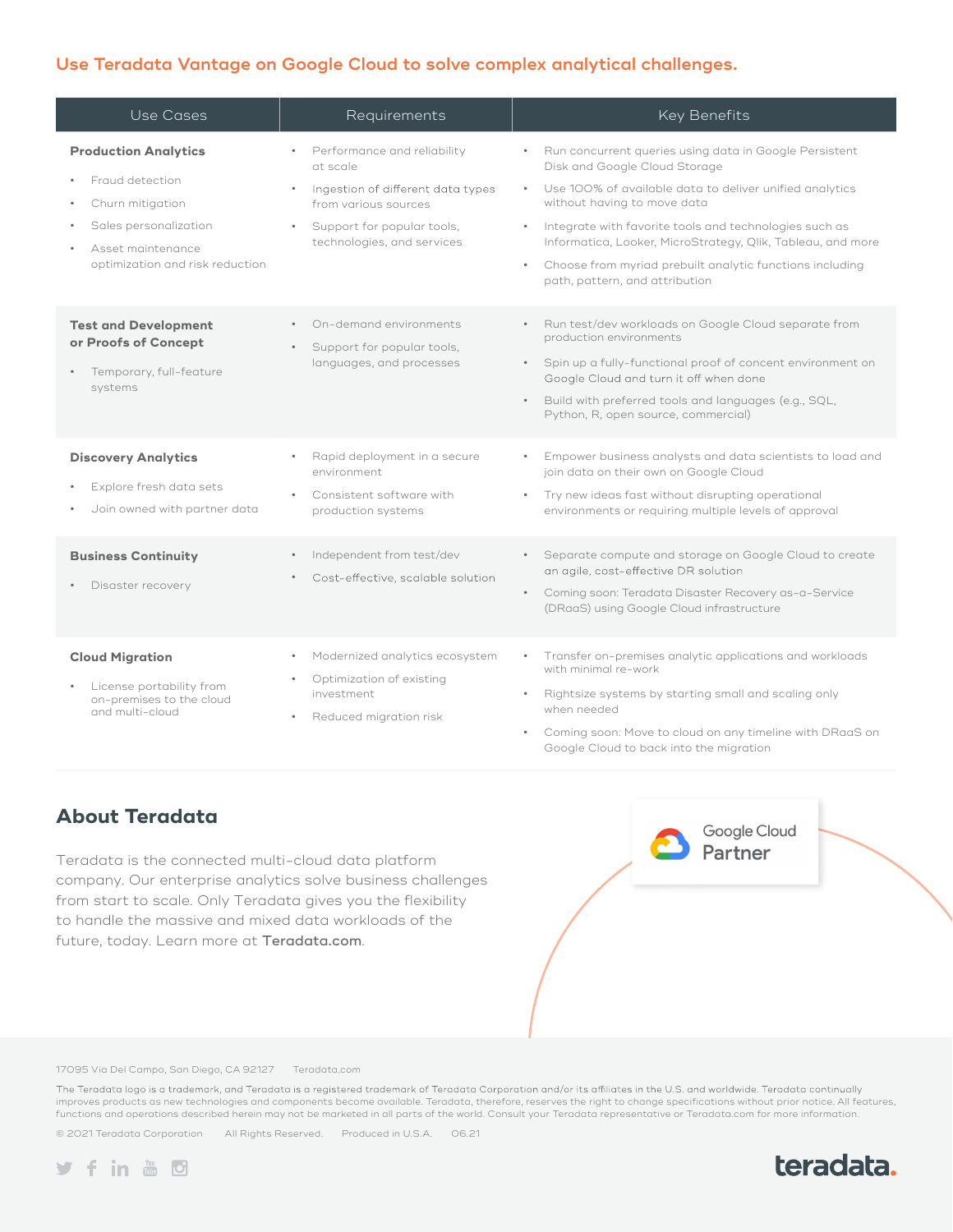## Use Teradata Vantage on Google Cloud to solve complex analytical challenges.

| Use Cases | Requirements | Key Benefits |
|---|---|---|
| **Production Analytics**<br>• Fraud detection<br>• Churn mitigation<br>• Sales personalization<br>• Asset maintenance optimization and risk reduction | • Performance and reliability at scale<br>• Ingestion of different data types from various sources<br>• Support for popular tools, technologies, and services | • Run concurrent queries using data in Google Persistent Disk and Google Cloud Storage<br>• Use 100% of available data to deliver unified analytics without having to move data<br>• Integrate with favorite tools and technologies such as Informatica, Looker, MicroStrategy, Qlik, Tableau, and more<br>• Choose from myriad prebuilt analytic functions including path, pattern, and attribution |
| **Test and Development or Proofs of Concept**<br>• Temporary, full-feature systems | • On-demand environments<br>• Support for popular tools, languages, and processes | • Run test/dev workloads on Google Cloud separate from production environments<br>• Spin up a fully-functional proof of concent environment on Google Cloud and turn it off when done<br>• Build with preferred tools and languages (e.g., SQL, Python, R, open source, commercial) |
| **Discovery Analytics**<br>• Explore fresh data sets<br>• Join owned with partner data | • Rapid deployment in a secure environment<br>• Consistent software with production systems | • Empower business analysts and data scientists to load and join data on their own on Google Cloud<br>• Try new ideas fast without disrupting operational environments or requiring multiple levels of approval |
| **Business Continuity**<br>• Disaster recovery | • Independent from test/dev<br>• Cost-effective, scalable solution | • Separate compute and storage on Google Cloud to create an agile, cost-effective DR solution<br>• Coming soon: Teradata Disaster Recovery as-a-Service (DRaaS) using Google Cloud infrastructure |
| **Cloud Migration**<br>• License portability from on-premises to the cloud and multi-cloud | • Modernized analytics ecosystem<br>• Optimization of existing investment<br>• Reduced migration risk | • Transfer on-premises analytic applications and workloads with minimal re-work<br>• Rightsize systems by starting small and scaling only when needed<br>• Coming soon: Move to cloud on any timeline with DRaaS on Google Cloud to back into the migration |

## About Teradata

Teradata is the connected multi-cloud data platform company. Our enterprise analytics solve business challenges from start to scale. Only Teradata gives you the flexibility to handle the massive and mixed data workloads of the future, today. Learn more at **Teradata.com**.

Google Cloud Partner

17095 Via Del Campo, San Diego, CA 92127 Teradata.com

The Teradata logo is a trademark, and Teradata is a registered trademark of Teradata Corporation and/or its affiliates in the U.S. and worldwide. Teradata continually improves products as new technologies and components become available. Teradata, therefore, reserves the right to change specifications without prior notice. All features, functions and operations described herein may not be marketed in all parts of the world. Consult your Teradata representative or Teradata.com for more information.

© 2021 Teradata Corporation All Rights Reserved. Produced in U.S.A. 06.21

teradata.